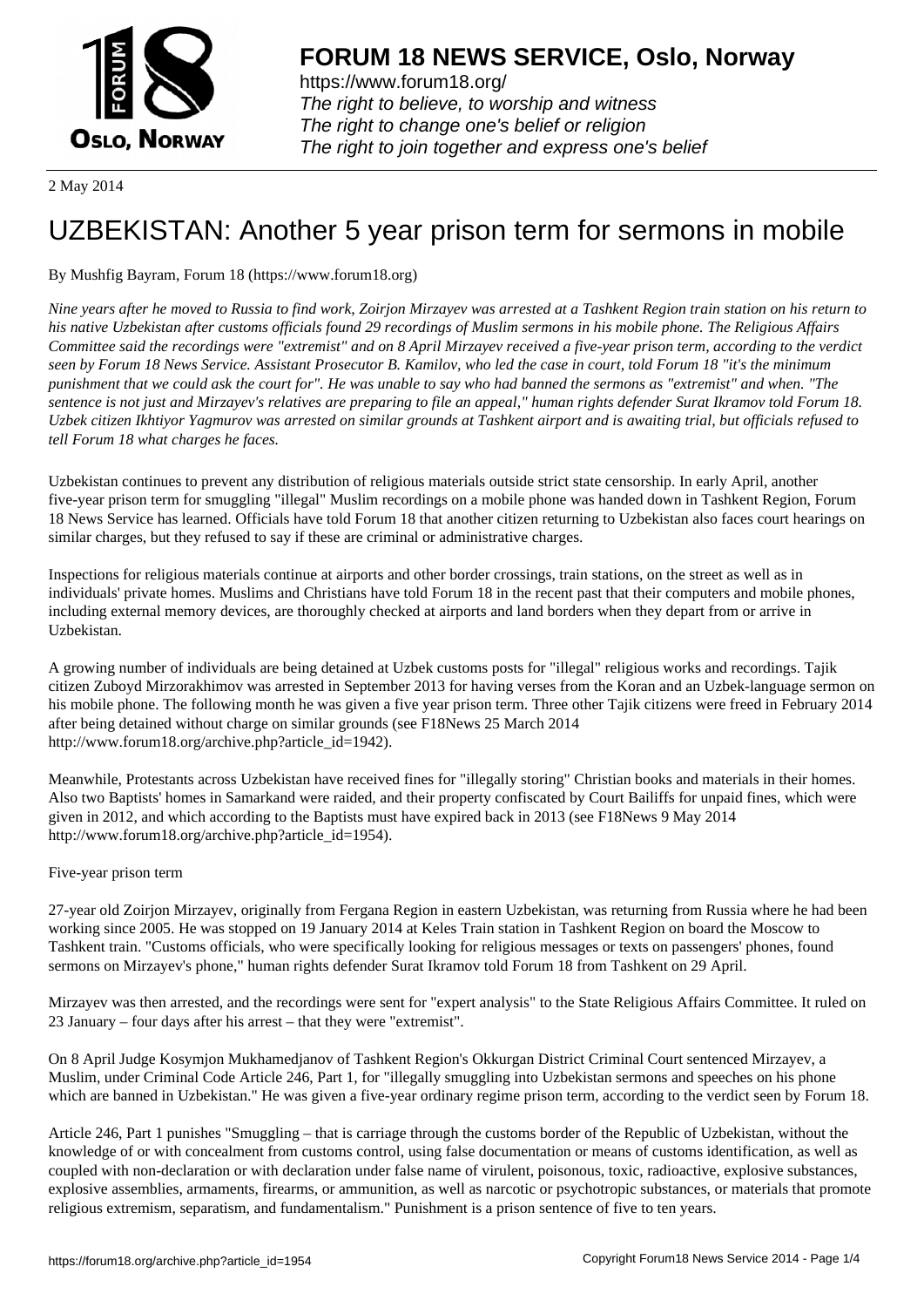**FORUM 18 NEWS SERVICE, Oslo, Norway**

https://www.forum18.org/
*The right to believe, to worship and witness*
*The right to change one's belief or religion*
*The right to join together and express one's belief*

2 May 2014

# UZBEKISTAN: Another 5 year prison term for sermons in mobile

By Mushfig Bayram, Forum 18 (https://www.forum18.org)

*Nine years after he moved to Russia to find work, Zoirjon Mirzayev was arrested at a Tashkent Region train station on his return to his native Uzbekistan after customs officials found 29 recordings of Muslim sermons in his mobile phone. The Religious Affairs Committee said the recordings were "extremist" and on 8 April Mirzayev received a five-year prison term, according to the verdict seen by Forum 18 News Service. Assistant Prosecutor B. Kamilov, who led the case in court, told Forum 18 "it's the minimum punishment that we could ask the court for". He was unable to say who had banned the sermons as "extremist" and when. "The sentence is not just and Mirzayev's relatives are preparing to file an appeal," human rights defender Surat Ikramov told Forum 18. Uzbek citizen Ikhtiyor Yagmurov was arrested on similar grounds at Tashkent airport and is awaiting trial, but officials refused to tell Forum 18 what charges he faces.*

Uzbekistan continues to prevent any distribution of religious materials outside strict state censorship. In early April, another five-year prison term for smuggling "illegal" Muslim recordings on a mobile phone was handed down in Tashkent Region, Forum 18 News Service has learned. Officials have told Forum 18 that another citizen returning to Uzbekistan also faces court hearings on similar charges, but they refused to say if these are criminal or administrative charges.

Inspections for religious materials continue at airports and other border crossings, train stations, on the street as well as in individuals' private homes. Muslims and Christians have told Forum 18 in the recent past that their computers and mobile phones, including external memory devices, are thoroughly checked at airports and land borders when they depart from or arrive in Uzbekistan.

A growing number of individuals are being detained at Uzbek customs posts for "illegal" religious works and recordings. Tajik citizen Zuboyd Mirzorakhimov was arrested in September 2013 for having verses from the Koran and an Uzbek-language sermon on his mobile phone. The following month he was given a five year prison term. Three other Tajik citizens were freed in February 2014 after being detained without charge on similar grounds (see F18News 25 March 2014 http://www.forum18.org/archive.php?article_id=1942).

Meanwhile, Protestants across Uzbekistan have received fines for "illegally storing" Christian books and materials in their homes. Also two Baptists' homes in Samarkand were raided, and their property confiscated by Court Bailiffs for unpaid fines, which were given in 2012, and which according to the Baptists must have expired back in 2013 (see F18News 9 May 2014 http://www.forum18.org/archive.php?article_id=1954).

Five-year prison term

27-year old Zoirjon Mirzayev, originally from Fergana Region in eastern Uzbekistan, was returning from Russia where he had been working since 2005. He was stopped on 19 January 2014 at Keles Train station in Tashkent Region on board the Moscow to Tashkent train. "Customs officials, who were specifically looking for religious messages or texts on passengers' phones, found sermons on Mirzayev's phone," human rights defender Surat Ikramov told Forum 18 from Tashkent on 29 April.

Mirzayev was then arrested, and the recordings were sent for "expert analysis" to the State Religious Affairs Committee. It ruled on 23 January – four days after his arrest – that they were "extremist".

On 8 April Judge Kosymjon Mukhamedjanov of Tashkent Region's Okkurgan District Criminal Court sentenced Mirzayev, a Muslim, under Criminal Code Article 246, Part 1, for "illegally smuggling into Uzbekistan sermons and speeches on his phone which are banned in Uzbekistan." He was given a five-year ordinary regime prison term, according to the verdict seen by Forum 18.

Article 246, Part 1 punishes "Smuggling – that is carriage through the customs border of the Republic of Uzbekistan, without the knowledge of or with concealment from customs control, using false documentation or means of customs identification, as well as coupled with non-declaration or with declaration under false name of virulent, poisonous, toxic, radioactive, explosive substances, explosive assemblies, armaments, firearms, or ammunition, as well as narcotic or psychotropic substances, or materials that promote religious extremism, separatism, and fundamentalism." Punishment is a prison sentence of five to ten years.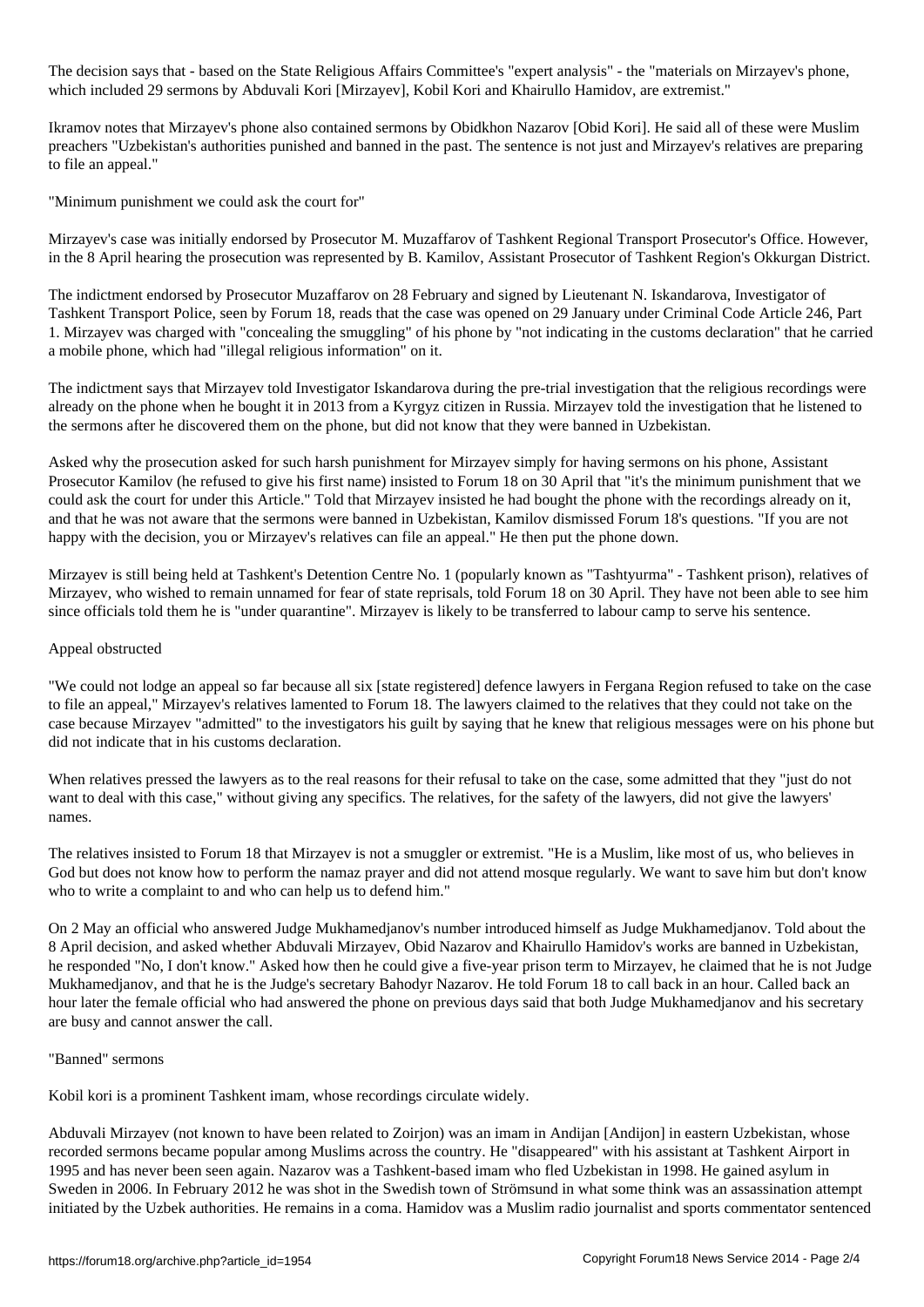The decision says that - based on the State Religious Affairs Committee's "expert analysis" - the "materials on Mirzayev's phone, which included 29 sermons by Abduvali Kori [Mirzayev], Kobil Kori and Khairullo Hamidov, are extremist."

Ikramov notes that Mirzayev's phone also contained sermons by Obidkhon Nazarov [Obid Kori]. He said all of these were Muslim preachers "Uzbekistan's authorities punished and banned in the past. The sentence is not just and Mirzayev's relatives are preparing to file an appeal."

## "Minimum punishment we could ask the court for"

Mirzayev's case was initially endorsed by Prosecutor M. Muzaffarov of Tashkent Regional Transport Prosecutor's Office. However, in the 8 April hearing the prosecution was represented by B. Kamilov, Assistant Prosecutor of Tashkent Region's Okkurgan District.

The indictment endorsed by Prosecutor Muzaffarov on 28 February and signed by Lieutenant N. Iskandarova, Investigator of Tashkent Transport Police, seen by Forum 18, reads that the case was opened on 29 January under Criminal Code Article 246, Part 1. Mirzayev was charged with "concealing the smuggling" of his phone by "not indicating in the customs declaration" that he carried a mobile phone, which had "illegal religious information" on it.

The indictment says that Mirzayev told Investigator Iskandarova during the pre-trial investigation that the religious recordings were already on the phone when he bought it in 2013 from a Kyrgyz citizen in Russia. Mirzayev told the investigation that he listened to the sermons after he discovered them on the phone, but did not know that they were banned in Uzbekistan.

Asked why the prosecution asked for such harsh punishment for Mirzayev simply for having sermons on his phone, Assistant Prosecutor Kamilov (he refused to give his first name) insisted to Forum 18 on 30 April that "it's the minimum punishment that we could ask the court for under this Article." Told that Mirzayev insisted he had bought the phone with the recordings already on it, and that he was not aware that the sermons were banned in Uzbekistan, Kamilov dismissed Forum 18's questions. "If you are not happy with the decision, you or Mirzayev's relatives can file an appeal." He then put the phone down.

Mirzayev is still being held at Tashkent's Detention Centre No. 1 (popularly known as "Tashtyurma" - Tashkent prison), relatives of Mirzayev, who wished to remain unnamed for fear of state reprisals, told Forum 18 on 30 April. They have not been able to see him since officials told them he is "under quarantine". Mirzayev is likely to be transferred to labour camp to serve his sentence.

## Appeal obstructed

"We could not lodge an appeal so far because all six [state registered] defence lawyers in Fergana Region refused to take on the case to file an appeal," Mirzayev's relatives lamented to Forum 18. The lawyers claimed to the relatives that they could not take on the case because Mirzayev "admitted" to the investigators his guilt by saying that he knew that religious messages were on his phone but did not indicate that in his customs declaration.

When relatives pressed the lawyers as to the real reasons for their refusal to take on the case, some admitted that they "just do not want to deal with this case," without giving any specifics. The relatives, for the safety of the lawyers, did not give the lawyers' names.

The relatives insisted to Forum 18 that Mirzayev is not a smuggler or extremist. "He is a Muslim, like most of us, who believes in God but does not know how to perform the namaz prayer and did not attend mosque regularly. We want to save him but don't know who to write a complaint to and who can help us to defend him."

On 2 May an official who answered Judge Mukhamedjanov's number introduced himself as Judge Mukhamedjanov. Told about the 8 April decision, and asked whether Abduvali Mirzayev, Obid Nazarov and Khairullo Hamidov's works are banned in Uzbekistan, he responded "No, I don't know." Asked how then he could give a five-year prison term to Mirzayev, he claimed that he is not Judge Mukhamedjanov, and that he is the Judge's secretary Bahodyr Nazarov. He told Forum 18 to call back in an hour. Called back an hour later the female official who had answered the phone on previous days said that both Judge Mukhamedjanov and his secretary are busy and cannot answer the call.

## "Banned" sermons

Kobil kori is a prominent Tashkent imam, whose recordings circulate widely.

Abduvali Mirzayev (not known to have been related to Zoirjon) was an imam in Andijan [Andijon] in eastern Uzbekistan, whose recorded sermons became popular among Muslims across the country. He "disappeared" with his assistant at Tashkent Airport in 1995 and has never been seen again. Nazarov was a Tashkent-based imam who fled Uzbekistan in 1998. He gained asylum in Sweden in 2006. In February 2012 he was shot in the Swedish town of Strömsund in what some think was an assassination attempt initiated by the Uzbek authorities. He remains in a coma. Hamidov was a Muslim radio journalist and sports commentator sentenced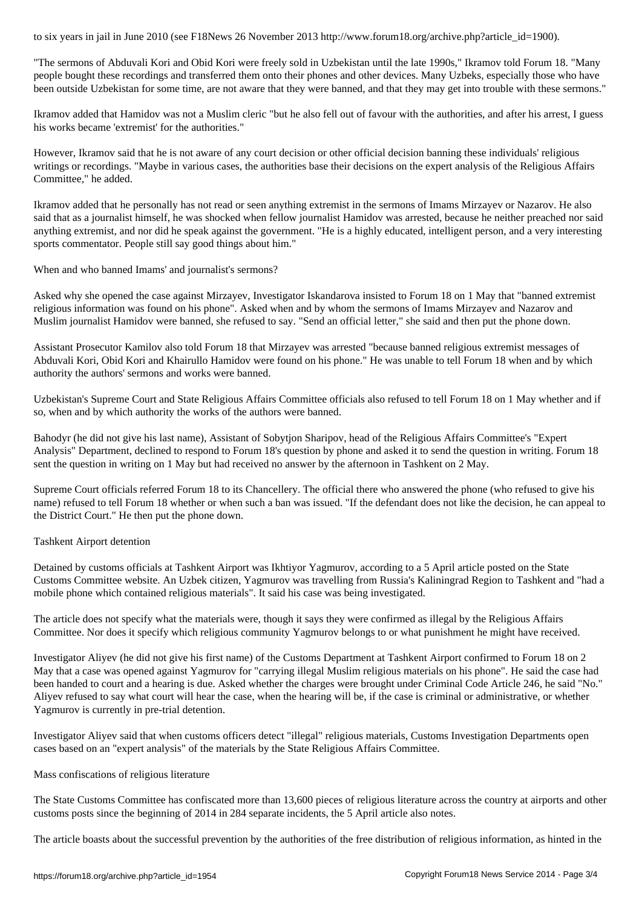to six years in jail in June 2010 (see F18News 26 November 2013 http://www.forum18.org/archive.php?article_id=1900).

"The sermons of Abduvali Kori and Obid Kori were freely sold in Uzbekistan until the late 1990s," Ikramov told Forum 18. "Many people bought these recordings and transferred them onto their phones and other devices. Many Uzbeks, especially those who have been outside Uzbekistan for some time, are not aware that they were banned, and that they may get into trouble with these sermons."

Ikramov added that Hamidov was not a Muslim cleric "but he also fell out of favour with the authorities, and after his arrest, I guess his works became 'extremist' for the authorities."

However, Ikramov said that he is not aware of any court decision or other official decision banning these individuals' religious writings or recordings. "Maybe in various cases, the authorities base their decisions on the expert analysis of the Religious Affairs Committee," he added.

Ikramov added that he personally has not read or seen anything extremist in the sermons of Imams Mirzayev or Nazarov. He also said that as a journalist himself, he was shocked when fellow journalist Hamidov was arrested, because he neither preached nor said anything extremist, and nor did he speak against the government. "He is a highly educated, intelligent person, and a very interesting sports commentator. People still say good things about him."

## When and who banned Imams' and journalist's sermons?

Asked why she opened the case against Mirzayev, Investigator Iskandarova insisted to Forum 18 on 1 May that "banned extremist religious information was found on his phone". Asked when and by whom the sermons of Imams Mirzayev and Nazarov and Muslim journalist Hamidov were banned, she refused to say. "Send an official letter," she said and then put the phone down.

Assistant Prosecutor Kamilov also told Forum 18 that Mirzayev was arrested "because banned religious extremist messages of Abduvali Kori, Obid Kori and Khairullo Hamidov were found on his phone." He was unable to tell Forum 18 when and by which authority the authors' sermons and works were banned.

Uzbekistan's Supreme Court and State Religious Affairs Committee officials also refused to tell Forum 18 on 1 May whether and if so, when and by which authority the works of the authors were banned.

Bahodyr (he did not give his last name), Assistant of Sobytjon Sharipov, head of the Religious Affairs Committee's "Expert Analysis" Department, declined to respond to Forum 18's question by phone and asked it to send the question in writing. Forum 18 sent the question in writing on 1 May but had received no answer by the afternoon in Tashkent on 2 May.

Supreme Court officials referred Forum 18 to its Chancellery. The official there who answered the phone (who refused to give his name) refused to tell Forum 18 whether or when such a ban was issued. "If the defendant does not like the decision, he can appeal to the District Court." He then put the phone down.

## Tashkent Airport detention

Detained by customs officials at Tashkent Airport was Ikhtiyor Yagmurov, according to a 5 April article posted on the State Customs Committee website. An Uzbek citizen, Yagmurov was travelling from Russia's Kaliningrad Region to Tashkent and "had a mobile phone which contained religious materials". It said his case was being investigated.

The article does not specify what the materials were, though it says they were confirmed as illegal by the Religious Affairs Committee. Nor does it specify which religious community Yagmurov belongs to or what punishment he might have received.

Investigator Aliyev (he did not give his first name) of the Customs Department at Tashkent Airport confirmed to Forum 18 on 2 May that a case was opened against Yagmurov for "carrying illegal Muslim religious materials on his phone". He said the case had been handed to court and a hearing is due. Asked whether the charges were brought under Criminal Code Article 246, he said "No." Aliyev refused to say what court will hear the case, when the hearing will be, if the case is criminal or administrative, or whether Yagmurov is currently in pre-trial detention.

Investigator Aliyev said that when customs officers detect "illegal" religious materials, Customs Investigation Departments open cases based on an "expert analysis" of the materials by the State Religious Affairs Committee.

## Mass confiscations of religious literature

The State Customs Committee has confiscated more than 13,600 pieces of religious literature across the country at airports and other customs posts since the beginning of 2014 in 284 separate incidents, the 5 April article also notes.

The article boasts about the successful prevention by the authorities of the free distribution of religious information, as hinted in the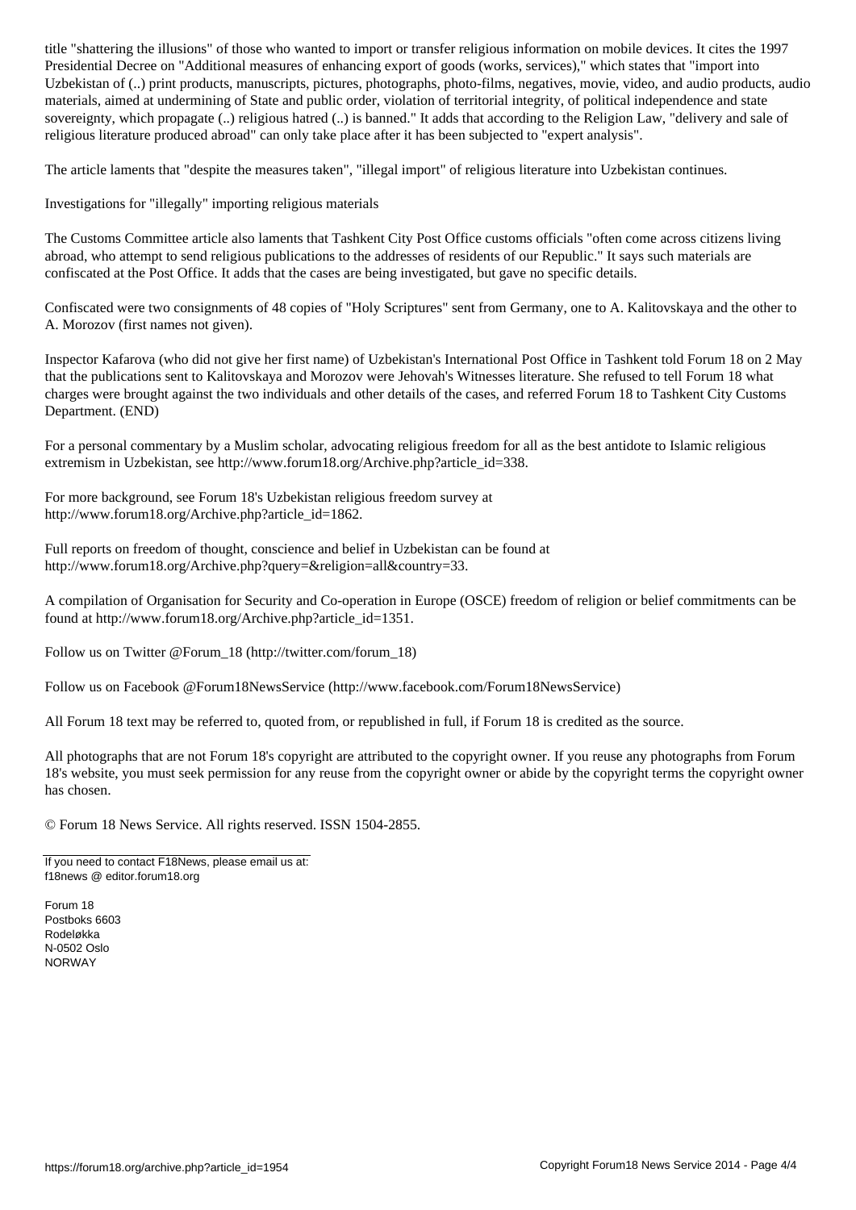title "shattering the illusions" of those who wanted to import or transfer religious information on mobile devices. It cites the 1997 Presidential Decree on "Additional measures of enhancing export of goods (works, services)," which states that "import into Uzbekistan of (..) print products, manuscripts, pictures, photographs, photo-films, negatives, movie, video, and audio products, audio materials, aimed at undermining of State and public order, violation of territorial integrity, of political independence and state sovereignty, which propagate (..) religious hatred (..) is banned." It adds that according to the Religion Law, "delivery and sale of religious literature produced abroad" can only take place after it has been subjected to "expert analysis".

The article laments that "despite the measures taken", "illegal import" of religious literature into Uzbekistan continues.

## Investigations for "illegally" importing religious materials

The Customs Committee article also laments that Tashkent City Post Office customs officials "often come across citizens living abroad, who attempt to send religious publications to the addresses of residents of our Republic." It says such materials are confiscated at the Post Office. It adds that the cases are being investigated, but gave no specific details.

Confiscated were two consignments of 48 copies of "Holy Scriptures" sent from Germany, one to A. Kalitovskaya and the other to A. Morozov (first names not given).

Inspector Kafarova (who did not give her first name) of Uzbekistan's International Post Office in Tashkent told Forum 18 on 2 May that the publications sent to Kalitovskaya and Morozov were Jehovah's Witnesses literature. She refused to tell Forum 18 what charges were brought against the two individuals and other details of the cases, and referred Forum 18 to Tashkent City Customs Department. (END)

For a personal commentary by a Muslim scholar, advocating religious freedom for all as the best antidote to Islamic religious extremism in Uzbekistan, see http://www.forum18.org/Archive.php?article_id=338.

For more background, see Forum 18's Uzbekistan religious freedom survey at http://www.forum18.org/Archive.php?article_id=1862.

Full reports on freedom of thought, conscience and belief in Uzbekistan can be found at http://www.forum18.org/Archive.php?query=&religion=all&country=33.

A compilation of Organisation for Security and Co-operation in Europe (OSCE) freedom of religion or belief commitments can be found at http://www.forum18.org/Archive.php?article_id=1351.

Follow us on Twitter @Forum_18 (http://twitter.com/forum_18)

Follow us on Facebook @Forum18NewsService (http://www.facebook.com/Forum18NewsService)

All Forum 18 text may be referred to, quoted from, or republished in full, if Forum 18 is credited as the source.

All photographs that are not Forum 18's copyright are attributed to the copyright owner. If you reuse any photographs from Forum 18's website, you must seek permission for any reuse from the copyright owner or abide by the copyright terms the copyright owner has chosen.

© Forum 18 News Service. All rights reserved. ISSN 1504-2855.

If you need to contact F18News, please email us at:
f18news @ editor.forum18.org

Forum 18
Postboks 6603
Rodeløkka
N-0502 Oslo
NORWAY